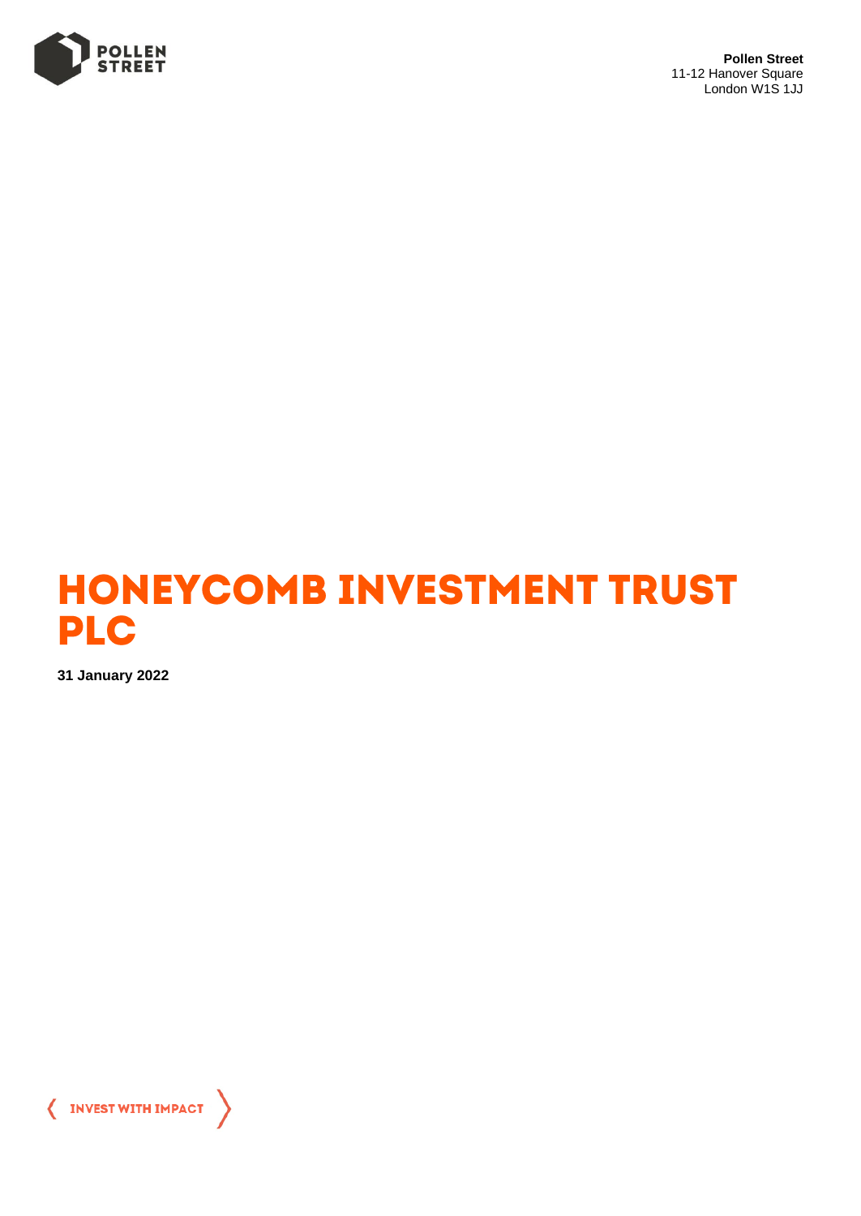**Pollen Street**
11-12 Hanover Square
London W1S 1JJ

# HONEYCOMB INVESTMENT TRUST PLC

**31 January 2022**

INVEST WITH IMPACT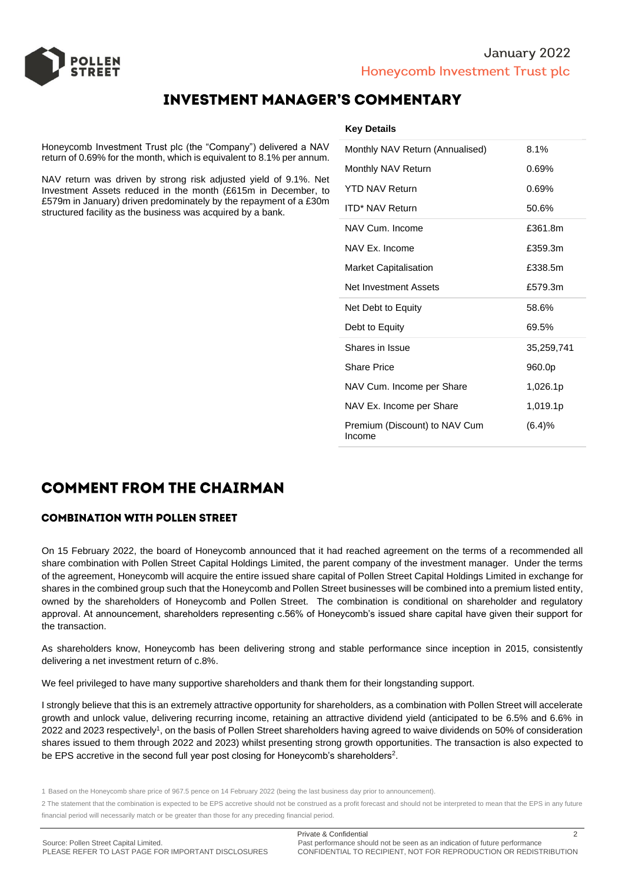# INVESTMENT MANAGER'S COMMENTARY

Honeycomb Investment Trust plc (the "Company") delivered a NAV return of 0.69% for the month, which is equivalent to 8.1% per annum.

NAV return was driven by strong risk adjusted yield of 9.1%. Net Investment Assets reduced in the month (£615m in December, to £579m in January) driven predominately by the repayment of a £30m structured facility as the business was acquired by a bank.

**Key Details**

| | |
|---|---|
| Monthly NAV Return (Annualised) | 8.1% |
| Monthly NAV Return | 0.69% |
| YTD NAV Return | 0.69% |
| ITD* NAV Return | 50.6% |
| NAV Cum. Income | £361.8m |
| NAV Ex. Income | £359.3m |
| Market Capitalisation | £338.5m |
| Net Investment Assets | £579.3m |
| Net Debt to Equity | 58.6% |
| Debt to Equity | 69.5% |
| Shares in Issue | 35,259,741 |
| Share Price | 960.0p |
| NAV Cum. Income per Share | 1,026.1p |
| NAV Ex. Income per Share | 1,019.1p |
| Premium (Discount) to NAV Cum Income | (6.4)% |

# COMMENT FROM THE CHAIRMAN

## COMBINATION WITH POLLEN STREET

On 15 February 2022, the board of Honeycomb announced that it had reached agreement on the terms of a recommended all share combination with Pollen Street Capital Holdings Limited, the parent company of the investment manager. Under the terms of the agreement, Honeycomb will acquire the entire issued share capital of Pollen Street Capital Holdings Limited in exchange for shares in the combined group such that the Honeycomb and Pollen Street businesses will be combined into a premium listed entity, owned by the shareholders of Honeycomb and Pollen Street. The combination is conditional on shareholder and regulatory approval. At announcement, shareholders representing c.56% of Honeycomb's issued share capital have given their support for the transaction.

As shareholders know, Honeycomb has been delivering strong and stable performance since inception in 2015, consistently delivering a net investment return of c.8%.

We feel privileged to have many supportive shareholders and thank them for their longstanding support.

I strongly believe that this is an extremely attractive opportunity for shareholders, as a combination with Pollen Street will accelerate growth and unlock value, delivering recurring income, retaining an attractive dividend yield (anticipated to be 6.5% and 6.6% in 2022 and 2023 respectively[1], on the basis of Pollen Street shareholders having agreed to waive dividends on 50% of consideration shares issued to them through 2022 and 2023) whilst presenting strong growth opportunities. The transaction is also expected to be EPS accretive in the second full year post closing for Honeycomb's shareholders[2].

1 Based on the Honeycomb share price of 967.5 pence on 14 February 2022 (being the last business day prior to announcement).

2 The statement that the combination is expected to be EPS accretive should not be construed as a profit forecast and should not be interpreted to mean that the EPS in any future financial period will necessarily match or be greater than those for any preceding financial period.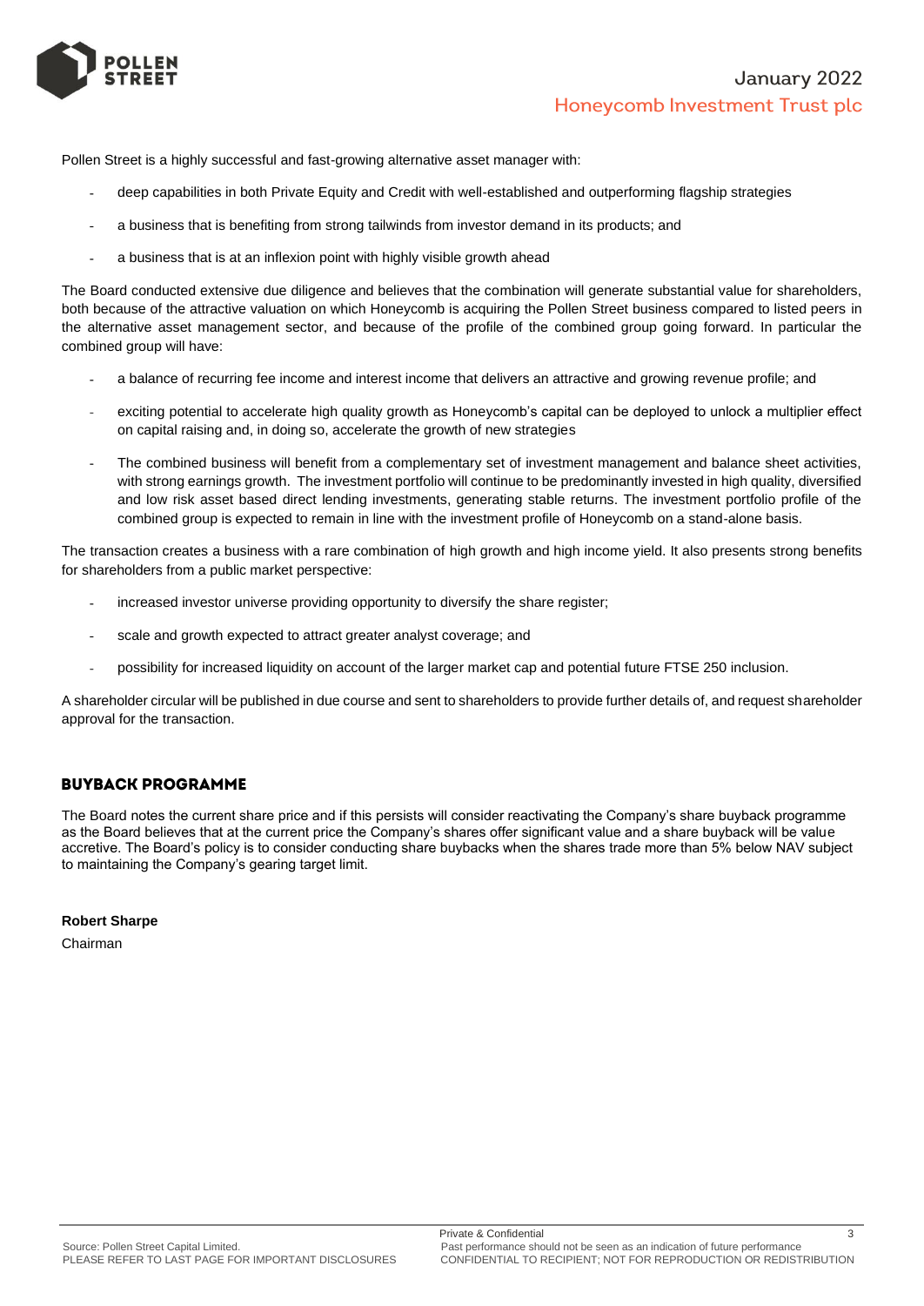Pollen Street is a highly successful and fast-growing alternative asset manager with:

- deep capabilities in both Private Equity and Credit with well-established and outperforming flagship strategies
- a business that is benefiting from strong tailwinds from investor demand in its products; and
- a business that is at an inflexion point with highly visible growth ahead

The Board conducted extensive due diligence and believes that the combination will generate substantial value for shareholders, both because of the attractive valuation on which Honeycomb is acquiring the Pollen Street business compared to listed peers in the alternative asset management sector, and because of the profile of the combined group going forward. In particular the combined group will have:

- a balance of recurring fee income and interest income that delivers an attractive and growing revenue profile; and
- exciting potential to accelerate high quality growth as Honeycomb's capital can be deployed to unlock a multiplier effect on capital raising and, in doing so, accelerate the growth of new strategies
- The combined business will benefit from a complementary set of investment management and balance sheet activities, with strong earnings growth. The investment portfolio will continue to be predominantly invested in high quality, diversified and low risk asset based direct lending investments, generating stable returns. The investment portfolio profile of the combined group is expected to remain in line with the investment profile of Honeycomb on a stand-alone basis.

The transaction creates a business with a rare combination of high growth and high income yield. It also presents strong benefits for shareholders from a public market perspective:

- increased investor universe providing opportunity to diversify the share register;
- scale and growth expected to attract greater analyst coverage; and
- possibility for increased liquidity on account of the larger market cap and potential future FTSE 250 inclusion.

A shareholder circular will be published in due course and sent to shareholders to provide further details of, and request shareholder approval for the transaction.

## BUYBACK PROGRAMME

The Board notes the current share price and if this persists will consider reactivating the Company's share buyback programme as the Board believes that at the current price the Company's shares offer significant value and a share buyback will be value accretive. The Board's policy is to consider conducting share buybacks when the shares trade more than 5% below NAV subject to maintaining the Company's gearing target limit.

**Robert Sharpe**

Chairman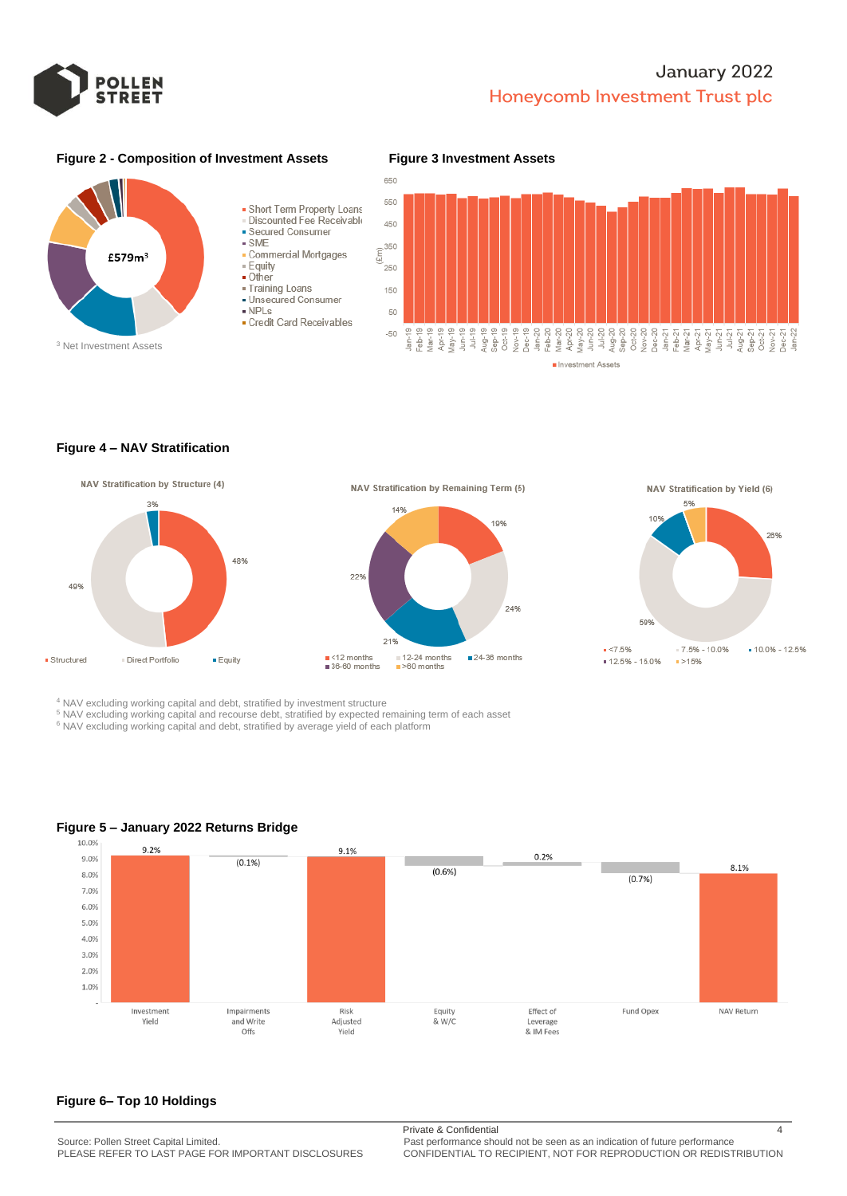## Figure 2 - Composition of Investment Assets

£579m[3]

- Short Term Property Loans
- Discounted Fee Receivable
- Secured Consumer
- SME
- Commercial Mortgages
- Equity
- Other
- Training Loans
- Unsecured Consumer
- NPLs
- Credit Card Receivables

[3] Net Investment Assets

## Figure 3 Investment Assets

(£m)

Investment Assets

## Figure 4 – NAV Stratification

**NAV Stratification by Structure (4)**

| Structure | % |
|---|---|
| Structured | 48% |
| Direct Portfolio | 49% |
| Equity | 3% |

**NAV Stratification by Remaining Term (5)**

| Term | % |
|---|---|
| <12 months | 19% |
| 12-24 months | 24% |
| 24-36 months | 21% |
| 36-60 months | 22% |
| >60 months | 14% |

**NAV Stratification by Yield (6)**

| Yield | % |
|---|---|
| <7.5% | 26% |
| 7.5% - 10.0% | 59% |
| 10.0% - 12.5% | 10% |
| 12.5% - 15.0% | |
| >15% | 5% |

[4] NAV excluding working capital and debt, stratified by investment structure
[5] NAV excluding working capital and recourse debt, stratified by expected remaining term of each asset
[6] NAV excluding working capital and debt, stratified by average yield of each platform

## Figure 5 – January 2022 Returns Bridge

| Investment Yield | Impairments and Write Offs | Risk Adjusted Yield | Equity & W/C | Effect of Leverage & IM Fees | Fund Opex | NAV Return |
|---|---|---|---|---|---|---|
| 9.2% | (0.1%) | 9.1% | (0.6%) | 0.2% | (0.7%) | 8.1% |

## Figure 6– Top 10 Holdings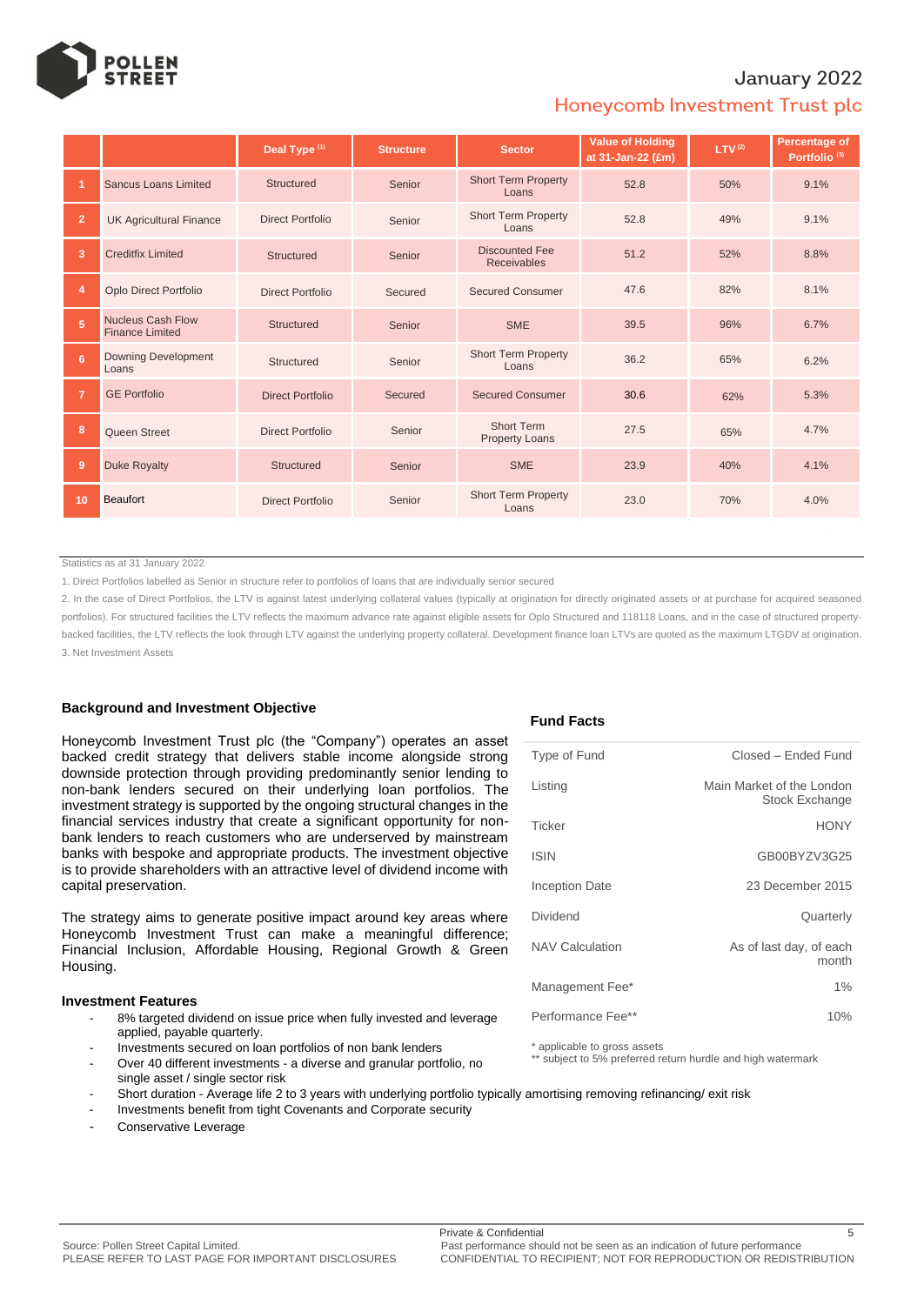# January 2022

## Honeycomb Investment Trust plc

| | | Deal Type [1] | Structure | Sector | Value of Holding at 31-Jan-22 (£m) | LTV [2] | Percentage of Portfolio [3] |
|---|---|---|---|---|---|---|---|
| 1 | Sancus Loans Limited | Structured | Senior | Short Term Property Loans | 52.8 | 50% | 9.1% |
| 2 | UK Agricultural Finance | Direct Portfolio | Senior | Short Term Property Loans | 52.8 | 49% | 9.1% |
| 3 | Creditfix Limited | Structured | Senior | Discounted Fee Receivables | 51.2 | 52% | 8.8% |
| 4 | Oplo Direct Portfolio | Direct Portfolio | Secured | Secured Consumer | 47.6 | 82% | 8.1% |
| 5 | Nucleus Cash Flow Finance Limited | Structured | Senior | SME | 39.5 | 96% | 6.7% |
| 6 | Downing Development Loans | Structured | Senior | Short Term Property Loans | 36.2 | 65% | 6.2% |
| 7 | GE Portfolio | Direct Portfolio | Secured | Secured Consumer | 30.6 | 62% | 5.3% |
| 8 | Queen Street | Direct Portfolio | Senior | Short Term Property Loans | 27.5 | 65% | 4.7% |
| 9 | Duke Royalty | Structured | Senior | SME | 23.9 | 40% | 4.1% |
| 10 | Beaufort | Direct Portfolio | Senior | Short Term Property Loans | 23.0 | 70% | 4.0% |

Statistics as at 31 January 2022

1. Direct Portfolios labelled as Senior in structure refer to portfolios of loans that are individually senior secured
2. In the case of Direct Portfolios, the LTV is against latest underlying collateral values (typically at origination for directly originated assets or at purchase for acquired seasoned portfolios). For structured facilities the LTV reflects the maximum advance rate against eligible assets for Oplo Structured and 118118 Loans, and in the case of structured property-backed facilities, the LTV reflects the look through LTV against the underlying property collateral. Development finance loan LTVs are quoted as the maximum LTGDV at origination.
3. Net Investment Assets

### Background and Investment Objective

Honeycomb Investment Trust plc (the "Company") operates an asset backed credit strategy that delivers stable income alongside strong downside protection through providing predominantly senior lending to non-bank lenders secured on their underlying loan portfolios. The investment strategy is supported by the ongoing structural changes in the financial services industry that create a significant opportunity for non-bank lenders to reach customers who are underserved by mainstream banks with bespoke and appropriate products. The investment objective is to provide shareholders with an attractive level of dividend income with capital preservation.

The strategy aims to generate positive impact around key areas where Honeycomb Investment Trust can make a meaningful difference; Financial Inclusion, Affordable Housing, Regional Growth & Green Housing.

### Investment Features

- 8% targeted dividend on issue price when fully invested and leverage applied, payable quarterly.
- Investments secured on loan portfolios of non bank lenders
- Over 40 different investments - a diverse and granular portfolio, no single asset / single sector risk
- Short duration - Average life 2 to 3 years with underlying portfolio typically amortising removing refinancing/ exit risk
- Investments benefit from tight Covenants and Corporate security
- Conservative Leverage

### Fund Facts

| | |
|---|---|
| Type of Fund | Closed – Ended Fund |
| Listing | Main Market of the London Stock Exchange |
| Ticker | HONY |
| ISIN | GB00BYZV3G25 |
| Inception Date | 23 December 2015 |
| Dividend | Quarterly |
| NAV Calculation | As of last day, of each month |
| Management Fee* | 1% |
| Performance Fee** | 10% |

\* applicable to gross assets
\*\* subject to 5% preferred return hurdle and high watermark

Source: Pollen Street Capital Limited.
PLEASE REFER TO LAST PAGE FOR IMPORTANT DISCLOSURES

Private & Confidential
Past performance should not be seen as an indication of future performance
CONFIDENTIAL TO RECIPIENT; NOT FOR REPRODUCTION OR REDISTRIBUTION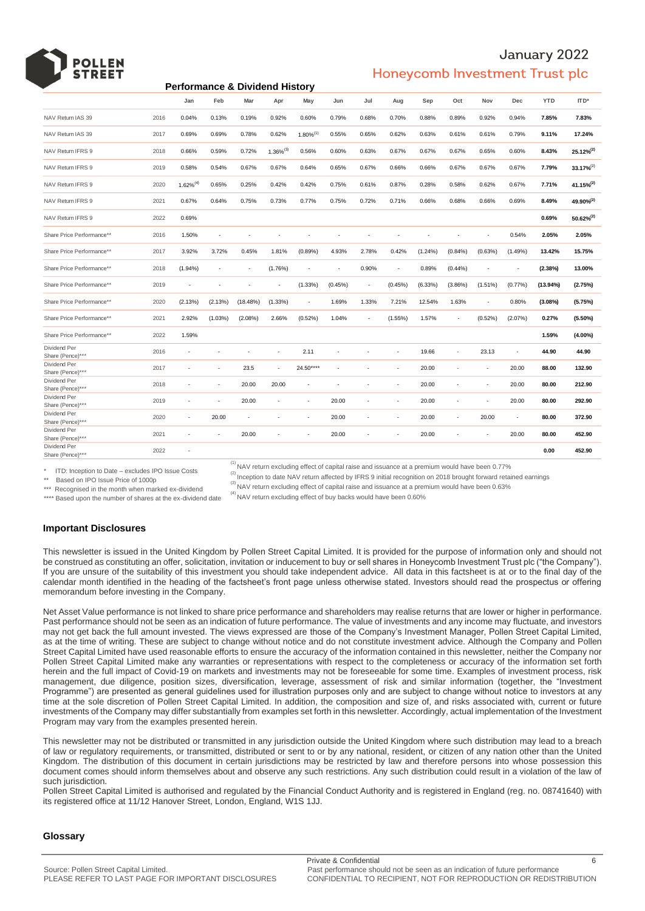## Performance & Dividend History

| | | Jan | Feb | Mar | Apr | May | Jun | Jul | Aug | Sep | Oct | Nov | Dec | YTD | ITD* |
|---|---|---|---|---|---|---|---|---|---|---|---|---|---|---|---|
| NAV Return IAS 39 | 2016 | 0.04% | 0.13% | 0.19% | 0.92% | 0.60% | 0.79% | 0.68% | 0.70% | 0.88% | 0.89% | 0.92% | 0.94% | **7.85%** | **7.83%** |
| NAV Return IAS 39 | 2017 | 0.69% | 0.69% | 0.78% | 0.62% | 1.80%[(1)] | 0.55% | 0.65% | 0.62% | 0.63% | 0.61% | 0.61% | 0.79% | **9.11%** | **17.24%** |
| NAV Return IFRS 9 | 2018 | 0.66% | 0.59% | 0.72% | 1.36%[(3)] | 0.56% | 0.60% | 0.63% | 0.67% | 0.67% | 0.67% | 0.65% | 0.60% | **8.43%** | **25.12%[(2)]** |
| NAV Return IFRS 9 | 2019 | 0.58% | 0.54% | 0.67% | 0.67% | 0.64% | 0.65% | 0.67% | 0.66% | 0.66% | 0.67% | 0.67% | 0.67% | **7.79%** | **33.17%[(2)]** |
| NAV Return IFRS 9 | 2020 | 1.62%[(4)] | 0.65% | 0.25% | 0.42% | 0.42% | 0.75% | 0.61% | 0.87% | 0.28% | 0.58% | 0.62% | 0.67% | **7.71%** | **41.15%[(2)]** |
| NAV Return IFRS 9 | 2021 | 0.67% | 0.64% | 0.75% | 0.73% | 0.77% | 0.75% | 0.72% | 0.71% | 0.66% | 0.68% | 0.66% | 0.69% | **8.49%** | **49.90%[(2)]** |
| NAV Return IFRS 9 | 2022 | 0.69% | | | | | | | | | | | | **0.69%** | **50.62%[(2)]** |
| Share Price Performance** | 2016 | 1.50% | - | - | - | - | - | - | - | - | - | - | 0.54% | **2.05%** | **2.05%** |
| Share Price Performance** | 2017 | 3.92% | 3.72% | 0.45% | 1.81% | (0.89%) | 4.93% | 2.78% | 0.42% | (1.24%) | (0.84%) | (0.63%) | (1.49%) | **13.42%** | **15.75%** |
| Share Price Performance** | 2018 | (1.94%) | - | - | (1.76%) | - | - | 0.90% | - | 0.89% | (0.44%) | - | - | **(2.38%)** | **13.00%** |
| Share Price Performance** | 2019 | - | - | - | - | (1.33%) | (0.45%) | - | (0.45%) | (6.33%) | (3.86%) | (1.51%) | (0.77%) | **(13.94%)** | **(2.75%)** |
| Share Price Performance** | 2020 | (2.13%) | (2.13%) | (18.48%) | (1.33%) | - | 1.69% | 1.33% | 7.21% | 12.54% | 1.63% | - | 0.80% | **(3.08%)** | **(5.75%)** |
| Share Price Performance** | 2021 | 2.92% | (1.03%) | (2.08%) | 2.66% | (0.52%) | 1.04% | - | (1.55%) | 1.57% | - | (0.52%) | (2.07%) | **0.27%** | **(5.50%)** |
| Share Price Performance** | 2022 | 1.59% | | | | | | | | | | | | **1.59%** | **(4.00%)** |
| Dividend Per Share (Pence)*** | 2016 | - | - | - | - | 2.11 | - | - | - | 19.66 | - | 23.13 | - | **44.90** | **44.90** |
| Dividend Per Share (Pence)*** | 2017 | - | - | 23.5 | - | 24.50**** | - | - | - | 20.00 | - | - | 20.00 | **88.00** | **132.90** |
| Dividend Per Share (Pence)*** | 2018 | - | - | 20.00 | 20.00 | - | - | - | - | 20.00 | - | - | 20.00 | **80.00** | **212.90** |
| Dividend Per Share (Pence)*** | 2019 | - | - | 20.00 | - | - | 20.00 | - | - | 20.00 | - | - | 20.00 | **80.00** | **292.90** |
| Dividend Per Share (Pence)*** | 2020 | - | 20.00 | - | - | - | 20.00 | - | - | 20.00 | - | 20.00 | - | **80.00** | **372.90** |
| Dividend Per Share (Pence)*** | 2021 | - | - | 20.00 | - | - | 20.00 | - | - | 20.00 | - | - | 20.00 | **80.00** | **452.90** |
| Dividend Per Share (Pence)*** | 2022 | - | | | | | | | | | | | | **0.00** | **452.90** |

\* ITD: Inception to Date – excludes IPO Issue Costs
** Based on IPO Issue Price of 1000p
*** Recognised in the month when marked ex-dividend
**** Based upon the number of shares at the ex-dividend date

(1) NAV return excluding effect of capital raise and issuance at a premium would have been 0.77%
(2) Inception to date NAV return affected by IFRS 9 initial recognition on 2018 brought forward retained earnings
(3) NAV return excluding effect of capital raise and issuance at a premium would have been 0.63%
(4) NAV return excluding effect of buy backs would have been 0.60%

### Important Disclosures

This newsletter is issued in the United Kingdom by Pollen Street Capital Limited. It is provided for the purpose of information only and should not be construed as constituting an offer, solicitation, invitation or inducement to buy or sell shares in Honeycomb Investment Trust plc ("the Company"). If you are unsure of the suitability of this investment you should take independent advice. All data in this factsheet is at or to the final day of the calendar month identified in the heading of the factsheet's front page unless otherwise stated. Investors should read the prospectus or offering memorandum before investing in the Company.

Net Asset Value performance is not linked to share price performance and shareholders may realise returns that are lower or higher in performance. Past performance should not be seen as an indication of future performance. The value of investments and any income may fluctuate, and investors may not get back the full amount invested. The views expressed are those of the Company's Investment Manager, Pollen Street Capital Limited, as at the time of writing. These are subject to change without notice and do not constitute investment advice. Although the Company and Pollen Street Capital Limited have used reasonable efforts to ensure the accuracy of the information contained in this newsletter, neither the Company nor Pollen Street Capital Limited make any warranties or representations with respect to the completeness or accuracy of the information set forth herein and the full impact of Covid-19 on markets and investments may not be foreseeable for some time. Examples of investment process, risk management, due diligence, position sizes, diversification, leverage, assessment of risk and similar information (together, the "Investment Programme") are presented as general guidelines used for illustration purposes only and are subject to change without notice to investors at any time at the sole discretion of Pollen Street Capital Limited. In addition, the composition and size of, and risks associated with, current or future investments of the Company may differ substantially from examples set forth in this newsletter. Accordingly, actual implementation of the Investment Program may vary from the examples presented herein.

This newsletter may not be distributed or transmitted in any jurisdiction outside the United Kingdom where such distribution may lead to a breach of law or regulatory requirements, or transmitted, distributed or sent to or by any national, resident, or citizen of any nation other than the United Kingdom. The distribution of this document in certain jurisdictions may be restricted by law and therefore persons into whose possession this document comes should inform themselves about and observe any such restrictions. Any such distribution could result in a violation of the law of such jurisdiction.
Pollen Street Capital Limited is authorised and regulated by the Financial Conduct Authority and is registered in England (reg. no. 08741640) with its registered office at 11/12 Hanover Street, London, England, W1S 1JJ.

### Glossary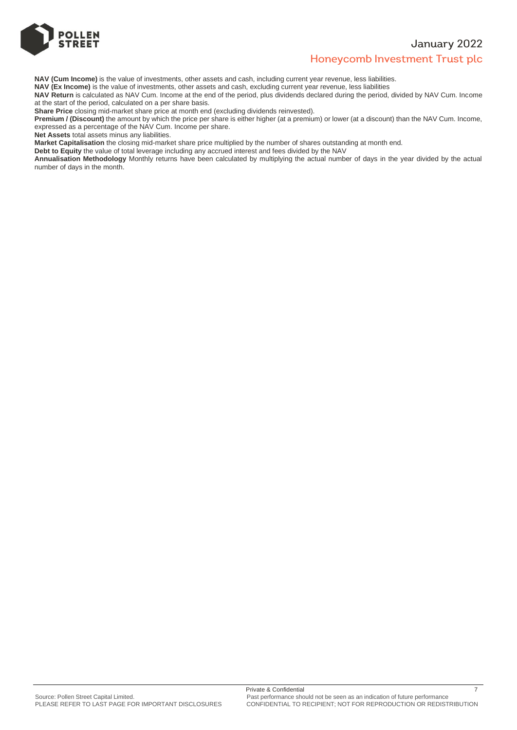**NAV (Cum Income)** is the value of investments, other assets and cash, including current year revenue, less liabilities.

**NAV (Ex Income)** is the value of investments, other assets and cash, excluding current year revenue, less liabilities

**NAV Return** is calculated as NAV Cum. Income at the end of the period, plus dividends declared during the period, divided by NAV Cum. Income at the start of the period, calculated on a per share basis.

**Share Price** closing mid-market share price at month end (excluding dividends reinvested).

**Premium / (Discount)** the amount by which the price per share is either higher (at a premium) or lower (at a discount) than the NAV Cum. Income, expressed as a percentage of the NAV Cum. Income per share.

**Net Assets** total assets minus any liabilities.

**Market Capitalisation** the closing mid-market share price multiplied by the number of shares outstanding at month end.

**Debt to Equity** the value of total leverage including any accrued interest and fees divided by the NAV

**Annualisation Methodology** Monthly returns have been calculated by multiplying the actual number of days in the year divided by the actual number of days in the month.